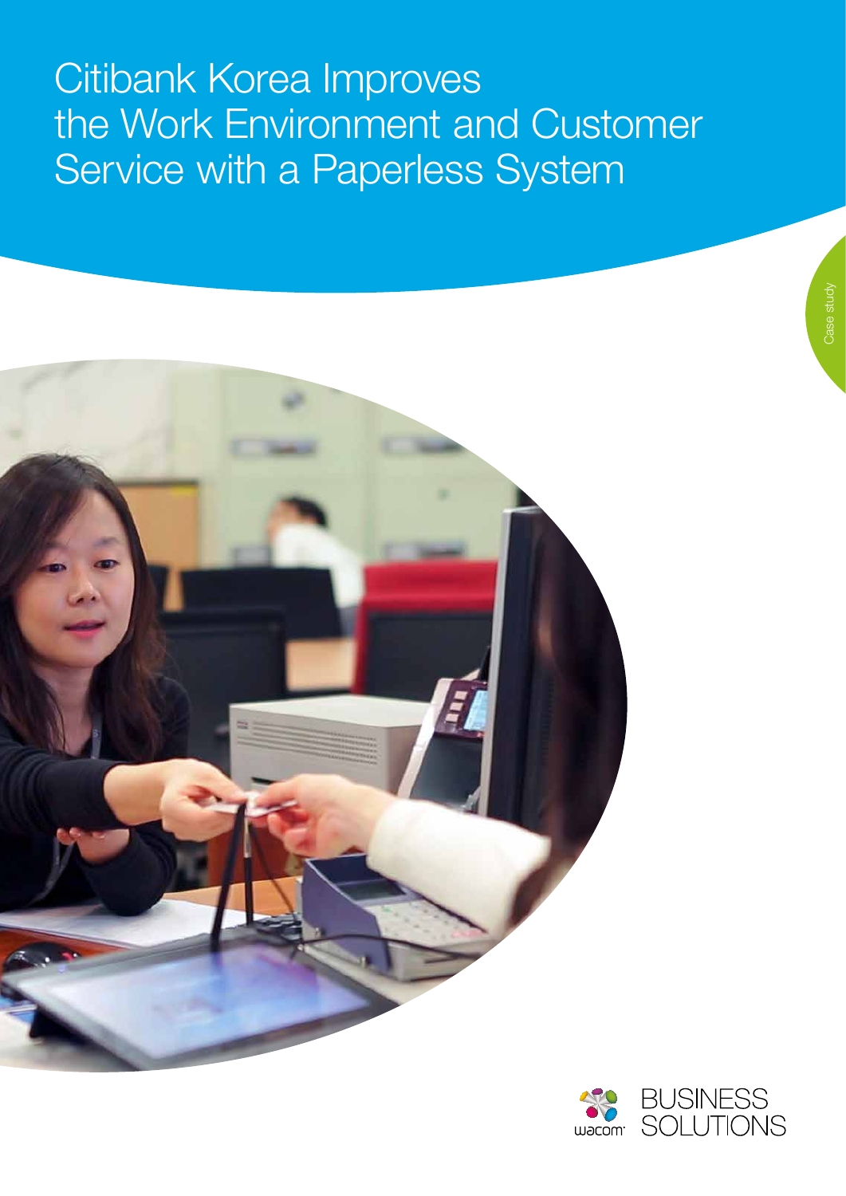# Citibank Korea Improves the Work Environment and Customer Service with a Paperless System

Case study

BUSINESS SOLUTIONS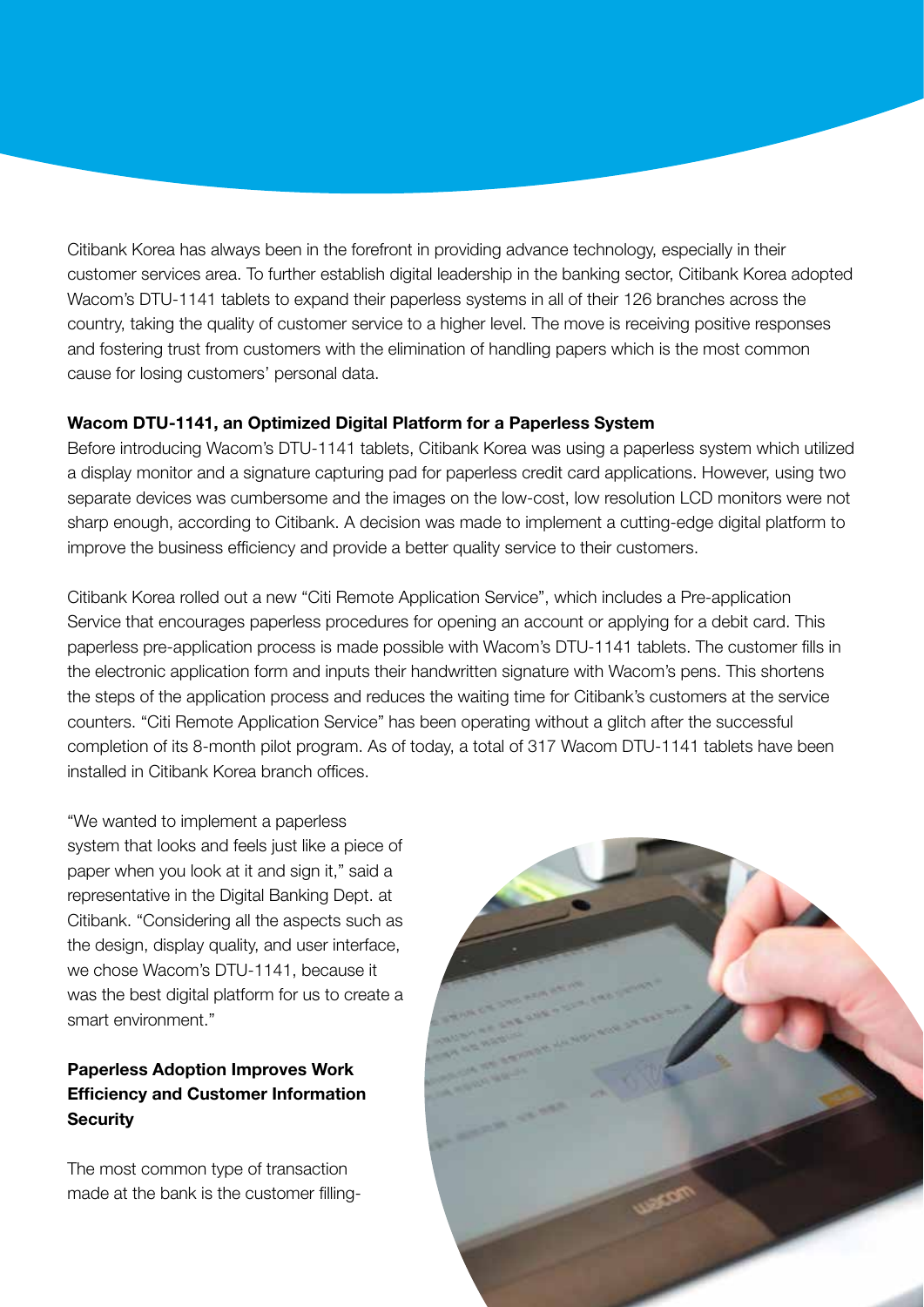Citibank Korea has always been in the forefront in providing advance technology, especially in their customer services area. To further establish digital leadership in the banking sector, Citibank Korea adopted Wacom's DTU-1141 tablets to expand their paperless systems in all of their 126 branches across the country, taking the quality of customer service to a higher level. The move is receiving positive responses and fostering trust from customers with the elimination of handling papers which is the most common cause for losing customers' personal data.

**Wacom DTU-1141, an Optimized Digital Platform for a Paperless System**

Before introducing Wacom's DTU-1141 tablets, Citibank Korea was using a paperless system which utilized a display monitor and a signature capturing pad for paperless credit card applications. However, using two separate devices was cumbersome and the images on the low-cost, low resolution LCD monitors were not sharp enough, according to Citibank. A decision was made to implement a cutting-edge digital platform to improve the business efficiency and provide a better quality service to their customers.

Citibank Korea rolled out a new "Citi Remote Application Service", which includes a Pre-application Service that encourages paperless procedures for opening an account or applying for a debit card. This paperless pre-application process is made possible with Wacom's DTU-1141 tablets. The customer fills in the electronic application form and inputs their handwritten signature with Wacom's pens. This shortens the steps of the application process and reduces the waiting time for Citibank's customers at the service counters. "Citi Remote Application Service" has been operating without a glitch after the successful completion of its 8-month pilot program. As of today, a total of 317 Wacom DTU-1141 tablets have been installed in Citibank Korea branch offices.

"We wanted to implement a paperless system that looks and feels just like a piece of paper when you look at it and sign it," said a representative in the Digital Banking Dept. at Citibank. "Considering all the aspects such as the design, display quality, and user interface, we chose Wacom's DTU-1141, because it was the best digital platform for us to create a smart environment."

**Paperless Adoption Improves Work Efficiency and Customer Information Security**

The most common type of transaction made at the bank is the customer filling-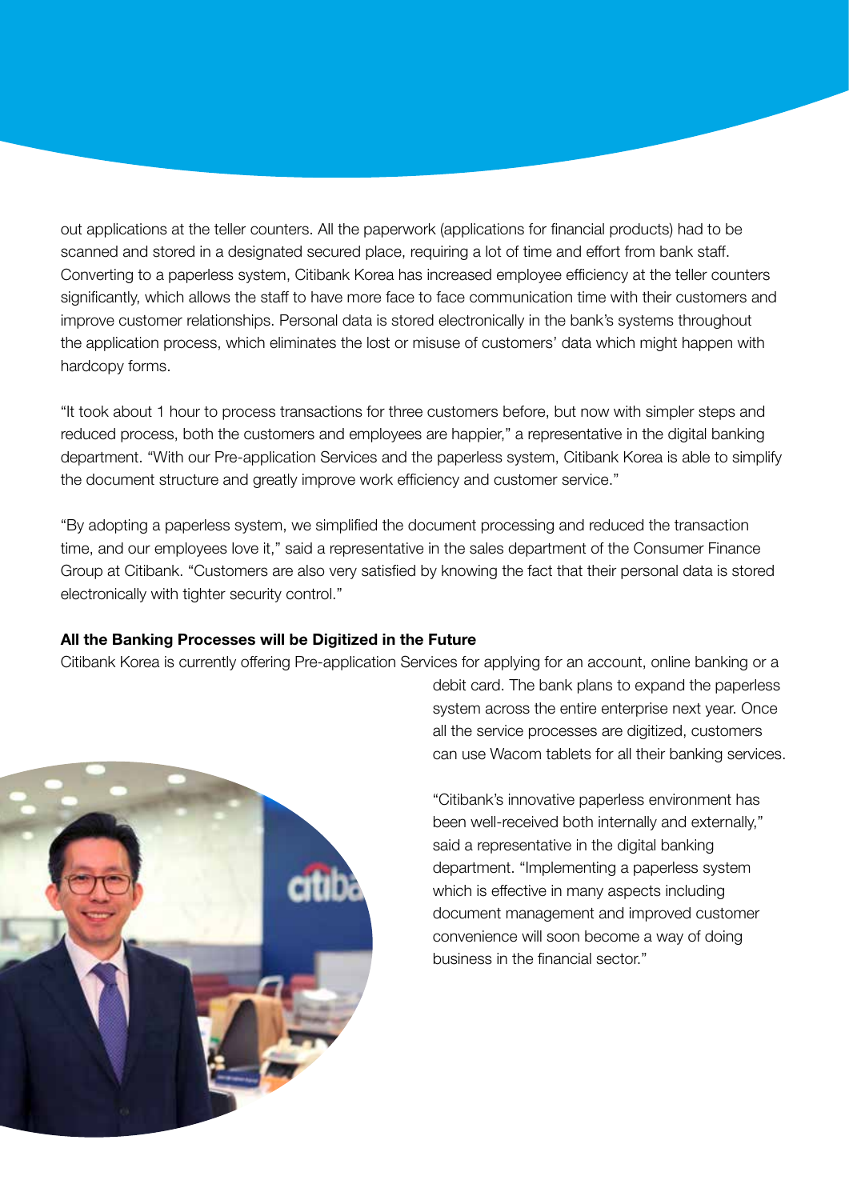out applications at the teller counters. All the paperwork (applications for financial products) had to be scanned and stored in a designated secured place, requiring a lot of time and effort from bank staff. Converting to a paperless system, Citibank Korea has increased employee efficiency at the teller counters significantly, which allows the staff to have more face to face communication time with their customers and improve customer relationships. Personal data is stored electronically in the bank's systems throughout the application process, which eliminates the lost or misuse of customers' data which might happen with hardcopy forms.

"It took about 1 hour to process transactions for three customers before, but now with simpler steps and reduced process, both the customers and employees are happier," a representative in the digital banking department. "With our Pre-application Services and the paperless system, Citibank Korea is able to simplify the document structure and greatly improve work efficiency and customer service."

"By adopting a paperless system, we simplified the document processing and reduced the transaction time, and our employees love it," said a representative in the sales department of the Consumer Finance Group at Citibank. "Customers are also very satisfied by knowing the fact that their personal data is stored electronically with tighter security control."

**All the Banking Processes will be Digitized in the Future**

Citibank Korea is currently offering Pre-application Services for applying for an account, online banking or a debit card. The bank plans to expand the paperless system across the entire enterprise next year. Once all the service processes are digitized, customers can use Wacom tablets for all their banking services.

"Citibank's innovative paperless environment has been well-received both internally and externally," said a representative in the digital banking department. "Implementing a paperless system which is effective in many aspects including document management and improved customer convenience will soon become a way of doing business in the financial sector."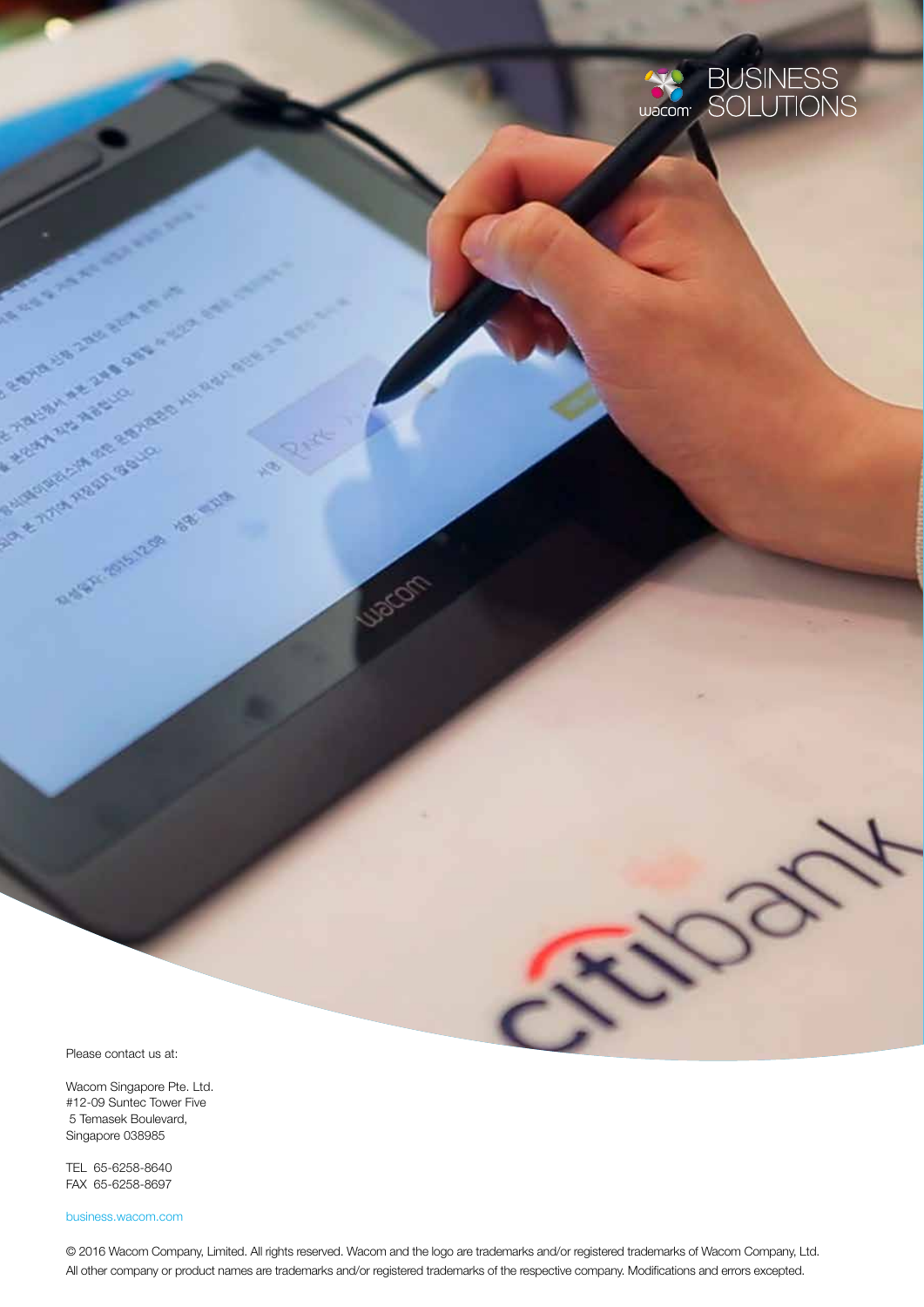BUSINESS SOLUTIONS

Please contact us at:

Wacom Singapore Pte. Ltd.
#12-09 Suntec Tower Five
5 Temasek Boulevard,
Singapore 038985

TEL 65-6258-8640
FAX 65-6258-8697

business.wacom.com

© 2016 Wacom Company, Limited. All rights reserved. Wacom and the logo are trademarks and/or registered trademarks of Wacom Company, Ltd. All other company or product names are trademarks and/or registered trademarks of the respective company. Modifications and errors excepted.